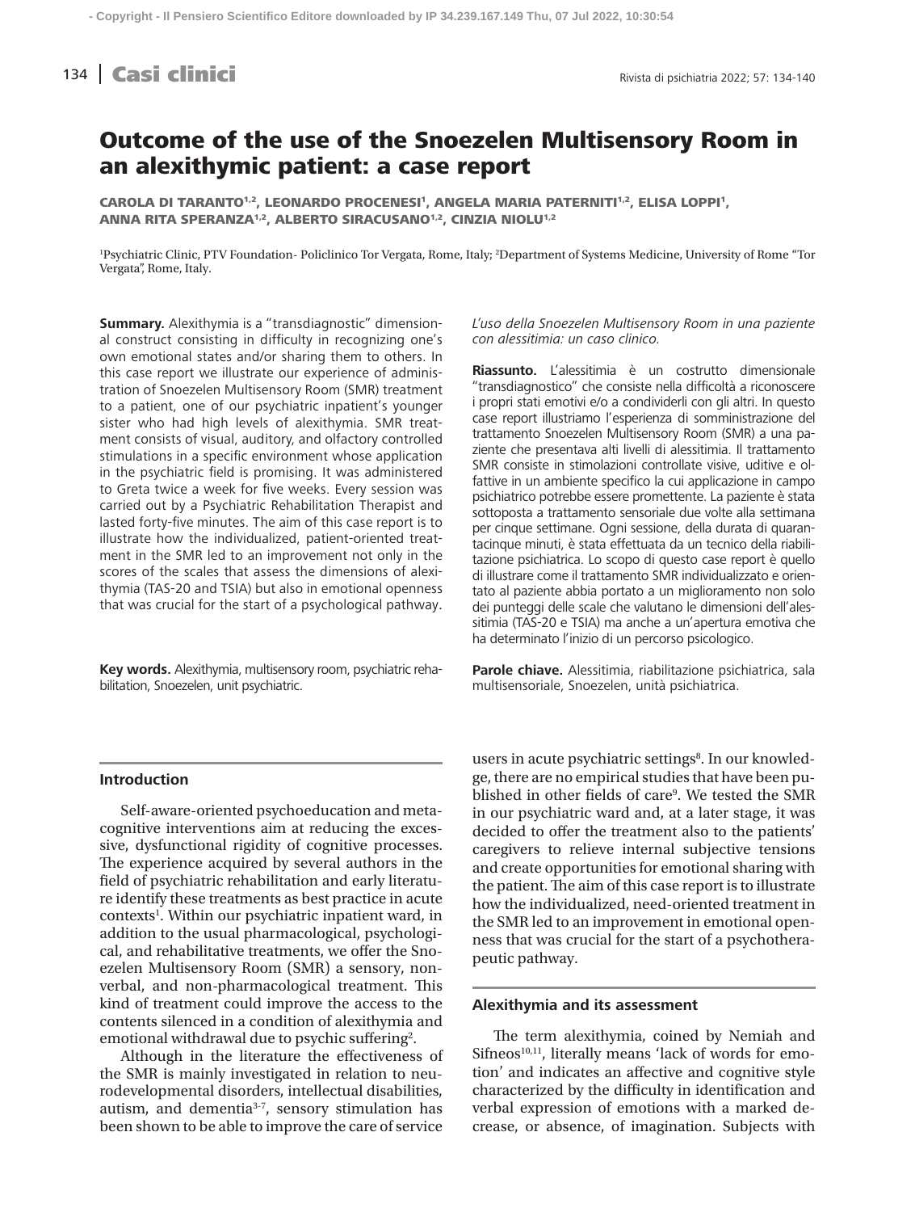# Outcome of the use of the Snoezelen Multisensory Room in an alexithymic patient: a case report

CAROLA DI TARANTO[1,2], LEONARDO PROCENESI[1], ANGELA MARIA PATERNITI[1,2], ELISA LOPPI[1], ANNA RITA SPERANZA[1,2], ALBERTO SIRACUSANO[1,2], CINZIA NIOLU[1,2]

[1]Psychiatric Clinic, PTV Foundation- Policlinico Tor Vergata, Rome, Italy; [2]Department of Systems Medicine, University of Rome "Tor Vergata", Rome, Italy.

**Summary.** Alexithymia is a "transdiagnostic" dimensional construct consisting in difficulty in recognizing one's own emotional states and/or sharing them to others. In this case report we illustrate our experience of administration of Snoezelen Multisensory Room (SMR) treatment to a patient, one of our psychiatric inpatient's younger sister who had high levels of alexithymia. SMR treatment consists of visual, auditory, and olfactory controlled stimulations in a specific environment whose application in the psychiatric field is promising. It was administered to Greta twice a week for five weeks. Every session was carried out by a Psychiatric Rehabilitation Therapist and lasted forty-five minutes. The aim of this case report is to illustrate how the individualized, patient-oriented treatment in the SMR led to an improvement not only in the scores of the scales that assess the dimensions of alexithymia (TAS-20 and TSIA) but also in emotional openness that was crucial for the start of a psychological pathway.

**Key words.** Alexithymia, multisensory room, psychiatric rehabilitation, Snoezelen, unit psychiatric.

*L'uso della Snoezelen Multisensory Room in una paziente con alessitimia: un caso clinico.*

**Riassunto.** L'alessitimia è un costrutto dimensionale "transdiagnostico" che consiste nella difficoltà a riconoscere i propri stati emotivi e/o a condividerli con gli altri. In questo case report illustriamo l'esperienza di somministrazione del trattamento Snoezelen Multisensory Room (SMR) a una paziente che presentava alti livelli di alessitimia. Il trattamento SMR consiste in stimolazioni controllate visive, uditive e olfattive in un ambiente specifico la cui applicazione in campo psichiatrico potrebbe essere promettente. La paziente è stata sottoposta a trattamento sensoriale due volte alla settimana per cinque settimane. Ogni sessione, della durata di quarantacinque minuti, è stata effettuata da un tecnico della riabilitazione psichiatrica. Lo scopo di questo case report è quello di illustrare come il trattamento SMR individualizzato e orientato al paziente abbia portato a un miglioramento non solo dei punteggi delle scale che valutano le dimensioni dell'alessitimia (TAS-20 e TSIA) ma anche a un'apertura emotiva che ha determinato l'inizio di un percorso psicologico.

**Parole chiave.** Alessitimia, riabilitazione psichiatrica, sala multisensoriale, Snoezelen, unità psichiatrica.

## Introduction

Self-aware-oriented psychoeducation and metacognitive interventions aim at reducing the excessive, dysfunctional rigidity of cognitive processes. The experience acquired by several authors in the field of psychiatric rehabilitation and early literature identify these treatments as best practice in acute contexts[1]. Within our psychiatric inpatient ward, in addition to the usual pharmacological, psychological, and rehabilitative treatments, we offer the Snoezelen Multisensory Room (SMR) a sensory, non-verbal, and non-pharmacological treatment. This kind of treatment could improve the access to the contents silenced in a condition of alexithymia and emotional withdrawal due to psychic suffering[2].

Although in the literature the effectiveness of the SMR is mainly investigated in relation to neurodevelopmental disorders, intellectual disabilities, autism, and dementia[3-7], sensory stimulation has been shown to be able to improve the care of service users in acute psychiatric settings[8]. In our knowledge, there are no empirical studies that have been published in other fields of care[9]. We tested the SMR in our psychiatric ward and, at a later stage, it was decided to offer the treatment also to the patients' caregivers to relieve internal subjective tensions and create opportunities for emotional sharing with the patient. The aim of this case report is to illustrate how the individualized, need-oriented treatment in the SMR led to an improvement in emotional openness that was crucial for the start of a psychotherapeutic pathway.

## Alexithymia and its assessment

The term alexithymia, coined by Nemiah and Sifneos[10,11], literally means 'lack of words for emotion' and indicates an affective and cognitive style characterized by the difficulty in identification and verbal expression of emotions with a marked decrease, or absence, of imagination. Subjects with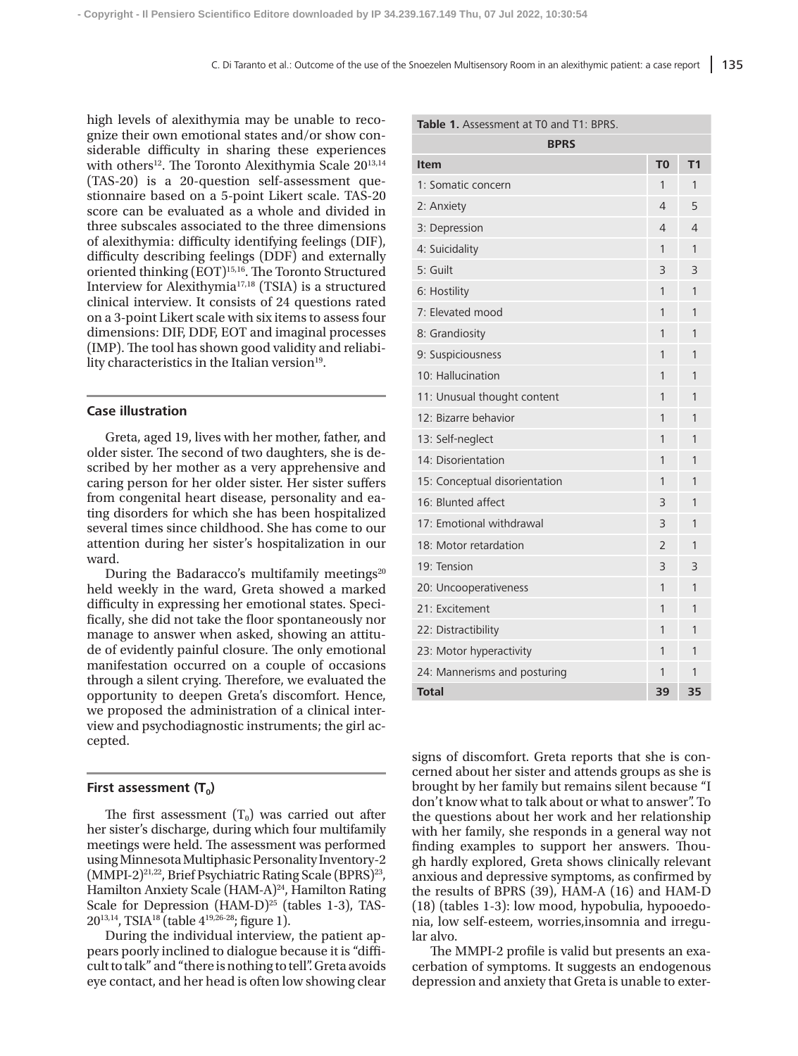high levels of alexithymia may be unable to recognize their own emotional states and/or show considerable difficulty in sharing these experiences with others[12]. The Toronto Alexithymia Scale 20[13,14] (TAS-20) is a 20-question self-assessment questionnaire based on a 5-point Likert scale. TAS-20 score can be evaluated as a whole and divided in three subscales associated to the three dimensions of alexithymia: difficulty identifying feelings (DIF), difficulty describing feelings (DDF) and externally oriented thinking (EOT)[15,16]. The Toronto Structured Interview for Alexithymia[17,18] (TSIA) is a structured clinical interview. It consists of 24 questions rated on a 3-point Likert scale with six items to assess four dimensions: DIF, DDF, EOT and imaginal processes (IMP). The tool has shown good validity and reliability characteristics in the Italian version[19].

## Case illustration

Greta, aged 19, lives with her mother, father, and older sister. The second of two daughters, she is described by her mother as a very apprehensive and caring person for her older sister. Her sister suffers from congenital heart disease, personality and eating disorders for which she has been hospitalized several times since childhood. She has come to our attention during her sister's hospitalization in our ward.

During the Badaracco's multifamily meetings[20] held weekly in the ward, Greta showed a marked difficulty in expressing her emotional states. Specifically, she did not take the floor spontaneously nor manage to answer when asked, showing an attitude of evidently painful closure. The only emotional manifestation occurred on a couple of occasions through a silent crying. Therefore, we evaluated the opportunity to deepen Greta's discomfort. Hence, we proposed the administration of a clinical interview and psychodiagnostic instruments; the girl accepted.

## First assessment ($T_0$)

The first assessment ($T_0$) was carried out after her sister's discharge, during which four multifamily meetings were held. The assessment was performed using Minnesota Multiphasic Personality Inventory-2 (MMPI-2)[21,22], Brief Psychiatric Rating Scale (BPRS)[23], Hamilton Anxiety Scale (HAM-A)[24], Hamilton Rating Scale for Depression (HAM-D)[25] (tables 1-3), TAS-20[13,14], TSIA[18] (table 4[19,26-28]; figure 1).

During the individual interview, the patient appears poorly inclined to dialogue because it is "difficult to talk" and "there is nothing to tell". Greta avoids eye contact, and her head is often low showing clear signs of discomfort. Greta reports that she is concerned about her sister and attends groups as she is brought by her family but remains silent because "I don't know what to talk about or what to answer". To the questions about her work and her relationship with her family, she responds in a general way not finding examples to support her answers. Though hardly explored, Greta shows clinically relevant anxious and depressive symptoms, as confirmed by the results of BPRS (39), HAM-A (16) and HAM-D (18) (tables 1-3): low mood, hypobulia, hypooedonia, low self-esteem, worries,insomnia and irregular alvo.

The MMPI-2 profile is valid but presents an exacerbation of symptoms. It suggests an endogenous depression and anxiety that Greta is unable to exter-

**Table 1.** Assessment at T0 and T1: BPRS.

| BPRS | | |
|---|---|---|
| **Item** | **T0** | **T1** |
| 1: Somatic concern | 1 | 1 |
| 2: Anxiety | 4 | 5 |
| 3: Depression | 4 | 4 |
| 4: Suicidality | 1 | 1 |
| 5: Guilt | 3 | 3 |
| 6: Hostility | 1 | 1 |
| 7: Elevated mood | 1 | 1 |
| 8: Grandiosity | 1 | 1 |
| 9: Suspiciousness | 1 | 1 |
| 10: Hallucination | 1 | 1 |
| 11: Unusual thought content | 1 | 1 |
| 12: Bizarre behavior | 1 | 1 |
| 13: Self-neglect | 1 | 1 |
| 14: Disorientation | 1 | 1 |
| 15: Conceptual disorientation | 1 | 1 |
| 16: Blunted affect | 3 | 1 |
| 17: Emotional withdrawal | 3 | 1 |
| 18: Motor retardation | 2 | 1 |
| 19: Tension | 3 | 3 |
| 20: Uncooperativeness | 1 | 1 |
| 21: Excitement | 1 | 1 |
| 22: Distractibility | 1 | 1 |
| 23: Motor hyperactivity | 1 | 1 |
| 24: Mannerisms and posturing | 1 | 1 |
| **Total** | **39** | **35** |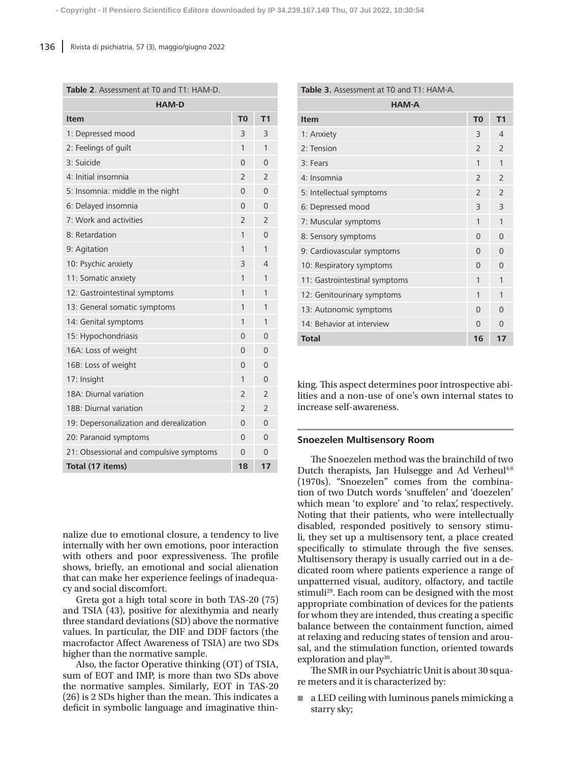**Table 2**. Assessment at T0 and T1: HAM-D.

| HAM-D | | |
|---|---|---|
| **Item** | **T0** | **T1** |
| 1: Depressed mood | 3 | 3 |
| 2: Feelings of guilt | 1 | 1 |
| 3: Suicide | 0 | 0 |
| 4: Initial insomnia | 2 | 2 |
| 5: Insomnia: middle in the night | 0 | 0 |
| 6: Delayed insomnia | 0 | 0 |
| 7: Work and activities | 2 | 2 |
| 8: Retardation | 1 | 0 |
| 9: Agitation | 1 | 1 |
| 10: Psychic anxiety | 3 | 4 |
| 11: Somatic anxiety | 1 | 1 |
| 12: Gastrointestinal symptoms | 1 | 1 |
| 13: General somatic symptoms | 1 | 1 |
| 14: Genital symptoms | 1 | 1 |
| 15: Hypochondriasis | 0 | 0 |
| 16A: Loss of weight | 0 | 0 |
| 16B: Loss of weight | 0 | 0 |
| 17: Insight | 1 | 0 |
| 18A: Diurnal variation | 2 | 2 |
| 18B: Diurnal variation | 2 | 2 |
| 19: Depersonalization and derealization | 0 | 0 |
| 20: Paranoid symptoms | 0 | 0 |
| 21: Obsessional and compulsive symptoms | 0 | 0 |
| **Total (17 items)** | **18** | **17** |

**Table 3.** Assessment at T0 and T1: HAM-A.

| HAM-A | | |
|---|---|---|
| **Item** | **T0** | **T1** |
| 1: Anxiety | 3 | 4 |
| 2: Tension | 2 | 2 |
| 3: Fears | 1 | 1 |
| 4: Insomnia | 2 | 2 |
| 5: Intellectual symptoms | 2 | 2 |
| 6: Depressed mood | 3 | 3 |
| 7: Muscular symptoms | 1 | 1 |
| 8: Sensory symptoms | 0 | 0 |
| 9: Cardiovascular symptoms | 0 | 0 |
| 10: Respiratory symptoms | 0 | 0 |
| 11: Gastrointestinal symptoms | 1 | 1 |
| 12: Genitourinary symptoms | 1 | 1 |
| 13: Autonomic symptoms | 0 | 0 |
| 14: Behavior at interview | 0 | 0 |
| **Total** | **16** | **17** |

nalize due to emotional closure, a tendency to live internally with her own emotions, poor interaction with others and poor expressiveness. The profile shows, briefly, an emotional and social alienation that can make her experience feelings of inadequacy and social discomfort.

Greta got a high total score in both TAS-20 (75) and TSIA (43), positive for alexithymia and nearly three standard deviations (SD) above the normative values. In particular, the DIF and DDF factors (the macrofactor Affect Awareness of TSIA) are two SDs higher than the normative sample.

Also, the factor Operative thinking (OT) of TSIA, sum of EOT and IMP, is more than two SDs above the normative samples. Similarly, EOT in TAS-20 (26) is 2 SDs higher than the mean. This indicates a deficit in symbolic language and imaginative thinking. This aspect determines poor introspective abilities and a non-use of one's own internal states to increase self-awareness.

## Snoezelen Multisensory Room

The Snoezelen method was the brainchild of two Dutch therapists, Jan Hulsegge and Ad Verheul[4,6] (1970s). "Snoezelen" comes from the combination of two Dutch words 'snuffelen' and 'doezelen' which mean 'to explore' and 'to relax', respectively. Noting that their patients, who were intellectually disabled, responded positively to sensory stimuli, they set up a multisensory tent, a place created specifically to stimulate through the five senses. Multisensory therapy is usually carried out in a dedicated room where patients experience a range of unpatterned visual, auditory, olfactory, and tactile stimuli[29]. Each room can be designed with the most appropriate combination of devices for the patients for whom they are intended, thus creating a specific balance between the containment function, aimed at relaxing and reducing states of tension and arousal, and the stimulation function, oriented towards exploration and play[30].

The SMR in our Psychiatric Unit is about 30 square meters and it is characterized by:

- a LED ceiling with luminous panels mimicking a starry sky;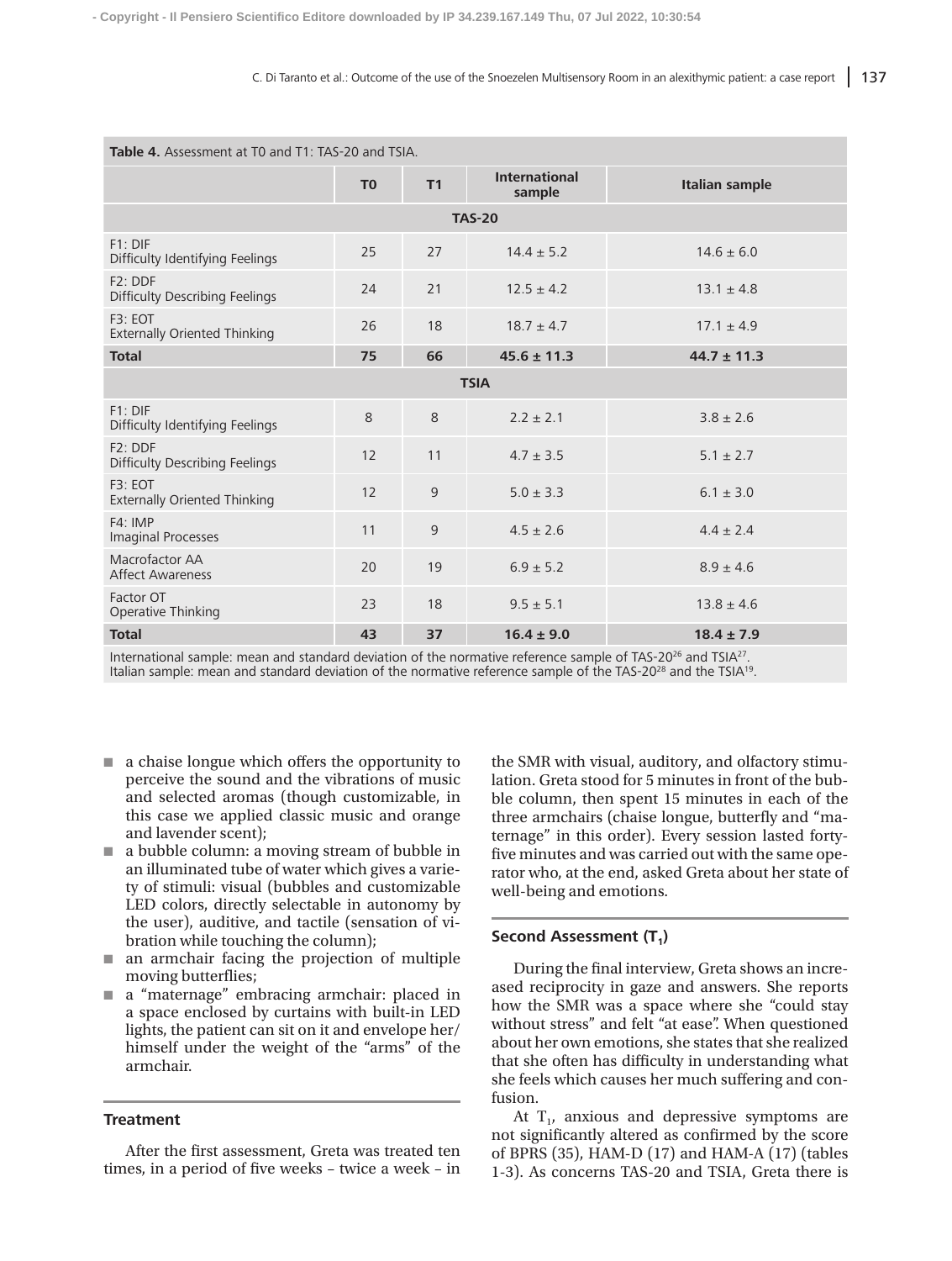**Table 4.** Assessment at T0 and T1: TAS-20 and TSIA.

| | T0 | T1 | International sample | Italian sample |
|---|---|---|---|---|
| **TAS-20** | | | | |
| F1: DIF Difficulty Identifying Feelings | 25 | 27 | 14.4 ± 5.2 | 14.6 ± 6.0 |
| F2: DDF Difficulty Describing Feelings | 24 | 21 | 12.5 ± 4.2 | 13.1 ± 4.8 |
| F3: EOT Externally Oriented Thinking | 26 | 18 | 18.7 ± 4.7 | 17.1 ± 4.9 |
| **Total** | **75** | **66** | **45.6 ± 11.3** | **44.7 ± 11.3** |
| **TSIA** | | | | |
| F1: DIF Difficulty Identifying Feelings | 8 | 8 | 2.2 ± 2.1 | 3.8 ± 2.6 |
| F2: DDF Difficulty Describing Feelings | 12 | 11 | 4.7 ± 3.5 | 5.1 ± 2.7 |
| F3: EOT Externally Oriented Thinking | 12 | 9 | 5.0 ± 3.3 | 6.1 ± 3.0 |
| F4: IMP Imaginal Processes | 11 | 9 | 4.5 ± 2.6 | 4.4 ± 2.4 |
| Macrofactor AA Affect Awareness | 20 | 19 | 6.9 ± 5.2 | 8.9 ± 4.6 |
| Factor OT Operative Thinking | 23 | 18 | 9.5 ± 5.1 | 13.8 ± 4.6 |
| **Total** | **43** | **37** | **16.4 ± 9.0** | **18.4 ± 7.9** |

International sample: mean and standard deviation of the normative reference sample of TAS-20[26] and TSIA[27].
Italian sample: mean and standard deviation of the normative reference sample of the TAS-20[28] and the TSIA[19].

- a chaise longue which offers the opportunity to perceive the sound and the vibrations of music and selected aromas (though customizable, in this case we applied classic music and orange and lavender scent);
- a bubble column: a moving stream of bubble in an illuminated tube of water which gives a variety of stimuli: visual (bubbles and customizable LED colors, directly selectable in autonomy by the user), auditive, and tactile (sensation of vibration while touching the column);
- an armchair facing the projection of multiple moving butterflies;
- a "maternage" embracing armchair: placed in a space enclosed by curtains with built-in LED lights, the patient can sit on it and envelope her/himself under the weight of the "arms" of the armchair.

## Treatment

After the first assessment, Greta was treated ten times, in a period of five weeks – twice a week – in the SMR with visual, auditory, and olfactory stimulation. Greta stood for 5 minutes in front of the bubble column, then spent 15 minutes in each of the three armchairs (chaise longue, butterfly and "maternage" in this order). Every session lasted forty-five minutes and was carried out with the same operator who, at the end, asked Greta about her state of well-being and emotions.

## Second Assessment ($T_1$)

During the final interview, Greta shows an increased reciprocity in gaze and answers. She reports how the SMR was a space where she "could stay without stress" and felt "at ease". When questioned about her own emotions, she states that she realized that she often has difficulty in understanding what she feels which causes her much suffering and confusion.

At $T_1$, anxious and depressive symptoms are not significantly altered as confirmed by the score of BPRS (35), HAM-D (17) and HAM-A (17) (tables 1-3). As concerns TAS-20 and TSIA, Greta there is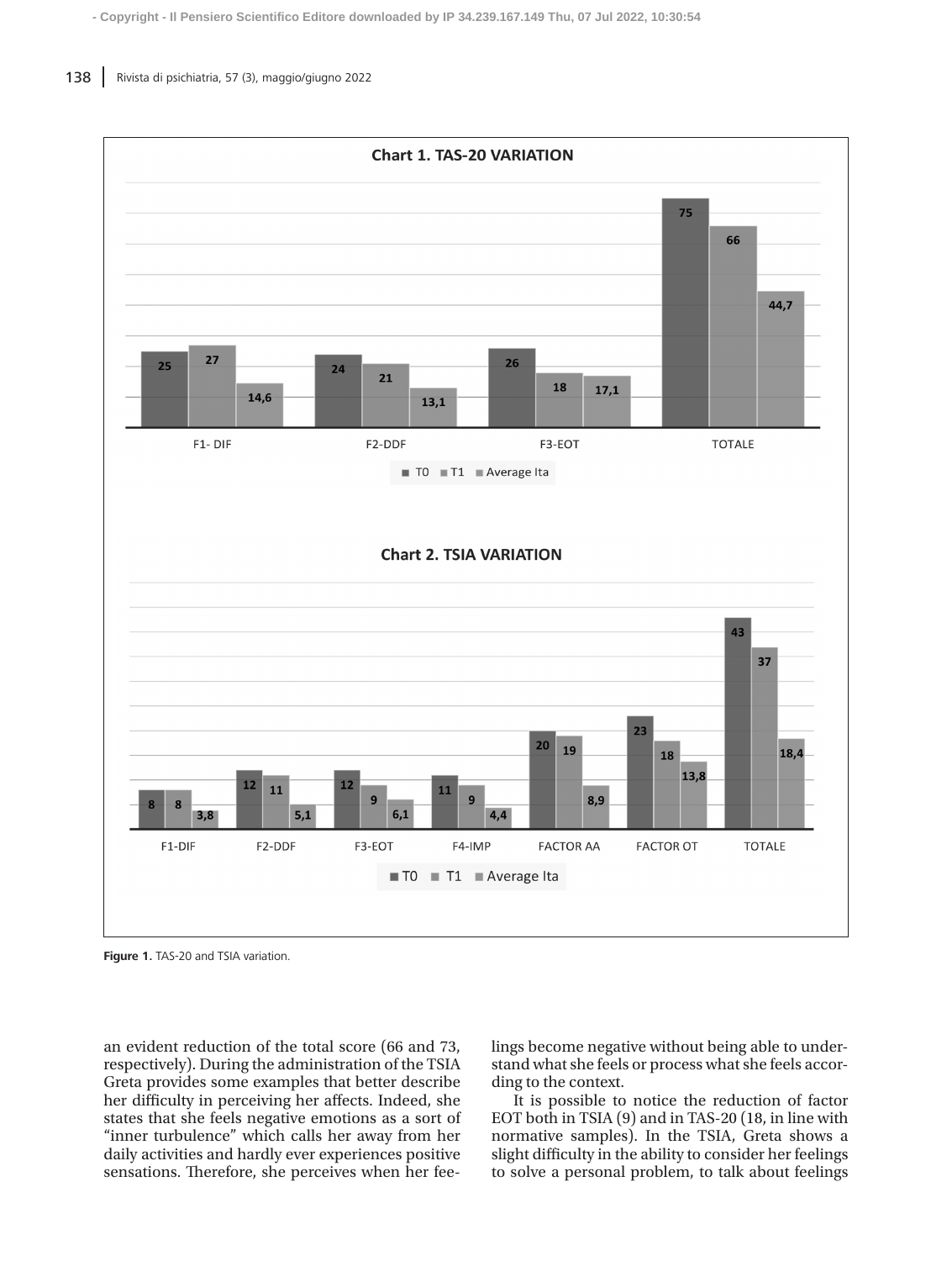**Chart 1. TAS-20 VARIATION**

| | T0 | T1 | Average Ita |
|---|---|---|---|
| F1- DIF | 25 | 27 | 14,6 |
| F2-DDF | 24 | 21 | 13,1 |
| F3-EOT | 26 | 18 | 17,1 |
| TOTALE | 75 | 66 | 44,7 |

**Chart 2. TSIA VARIATION**

| | T0 | T1 | Average Ita |
|---|---|---|---|
| F1-DIF | 8 | 8 | 3,8 |
| F2-DDF | 12 | 11 | 5,1 |
| F3-EOT | 12 | 9 | 6,1 |
| F4-IMP | 11 | 9 | 4,4 |
| FACTOR AA | 20 | 19 | 8,9 |
| FACTOR OT | 23 | 18 | 13,8 |
| TOTALE | 43 | 37 | 18,4 |

**Figure 1.** TAS-20 and TSIA variation.

an evident reduction of the total score (66 and 73, respectively). During the administration of the TSIA Greta provides some examples that better describe her difficulty in perceiving her affects. Indeed, she states that she feels negative emotions as a sort of "inner turbulence" which calls her away from her daily activities and hardly ever experiences positive sensations. Therefore, she perceives when her feelings become negative without being able to understand what she feels or process what she feels according to the context.

It is possible to notice the reduction of factor EOT both in TSIA (9) and in TAS-20 (18, in line with normative samples). In the TSIA, Greta shows a slight difficulty in the ability to consider her feelings to solve a personal problem, to talk about feelings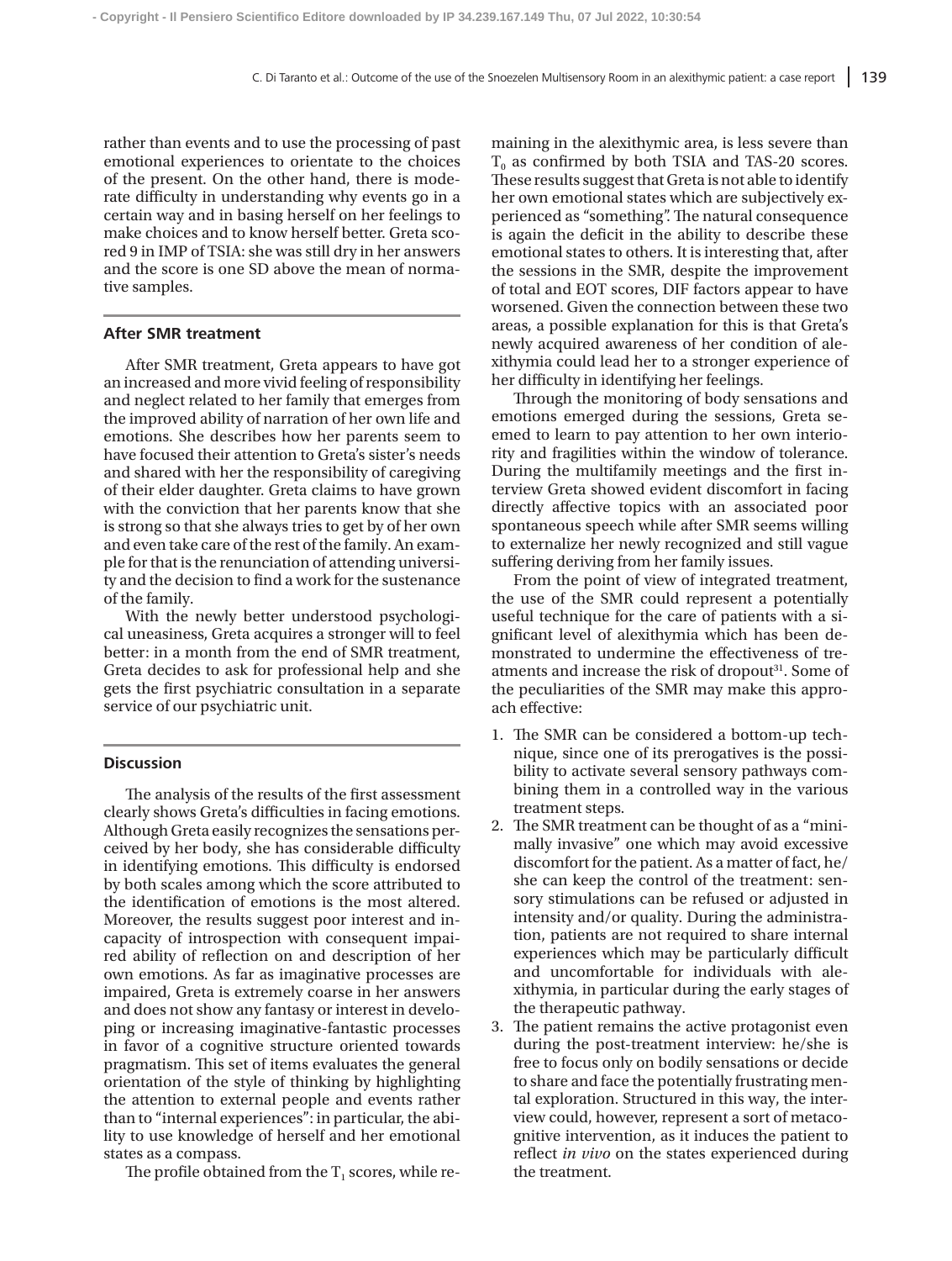rather than events and to use the processing of past emotional experiences to orientate to the choices of the present. On the other hand, there is moderate difficulty in understanding why events go in a certain way and in basing herself on her feelings to make choices and to know herself better. Greta scored 9 in IMP of TSIA: she was still dry in her answers and the score is one SD above the mean of normative samples.

## After SMR treatment

After SMR treatment, Greta appears to have got an increased and more vivid feeling of responsibility and neglect related to her family that emerges from the improved ability of narration of her own life and emotions. She describes how her parents seem to have focused their attention to Greta's sister's needs and shared with her the responsibility of caregiving of their elder daughter. Greta claims to have grown with the conviction that her parents know that she is strong so that she always tries to get by of her own and even take care of the rest of the family. An example for that is the renunciation of attending university and the decision to find a work for the sustenance of the family.

With the newly better understood psychological uneasiness, Greta acquires a stronger will to feel better: in a month from the end of SMR treatment, Greta decides to ask for professional help and she gets the first psychiatric consultation in a separate service of our psychiatric unit.

## Discussion

The analysis of the results of the first assessment clearly shows Greta's difficulties in facing emotions. Although Greta easily recognizes the sensations perceived by her body, she has considerable difficulty in identifying emotions. This difficulty is endorsed by both scales among which the score attributed to the identification of emotions is the most altered. Moreover, the results suggest poor interest and incapacity of introspection with consequent impaired ability of reflection on and description of her own emotions. As far as imaginative processes are impaired, Greta is extremely coarse in her answers and does not show any fantasy or interest in developing or increasing imaginative-fantastic processes in favor of a cognitive structure oriented towards pragmatism. This set of items evaluates the general orientation of the style of thinking by highlighting the attention to external people and events rather than to "internal experiences": in particular, the ability to use knowledge of herself and her emotional states as a compass.

The profile obtained from the $T_1$ scores, while remaining in the alexithymic area, is less severe than $T_0$ as confirmed by both TSIA and TAS-20 scores. These results suggest that Greta is not able to identify her own emotional states which are subjectively experienced as "something". The natural consequence is again the deficit in the ability to describe these emotional states to others. It is interesting that, after the sessions in the SMR, despite the improvement of total and EOT scores, DIF factors appear to have worsened. Given the connection between these two areas, a possible explanation for this is that Greta's newly acquired awareness of her condition of alexithymia could lead her to a stronger experience of her difficulty in identifying her feelings.

Through the monitoring of body sensations and emotions emerged during the sessions, Greta seemed to learn to pay attention to her own interiority and fragilities within the window of tolerance. During the multifamily meetings and the first interview Greta showed evident discomfort in facing directly affective topics with an associated poor spontaneous speech while after SMR seems willing to externalize her newly recognized and still vague suffering deriving from her family issues.

From the point of view of integrated treatment, the use of the SMR could represent a potentially useful technique for the care of patients with a significant level of alexithymia which has been demonstrated to undermine the effectiveness of treatments and increase the risk of dropout[31]. Some of the peculiarities of the SMR may make this approach effective:

1. The SMR can be considered a bottom-up technique, since one of its prerogatives is the possibility to activate several sensory pathways combining them in a controlled way in the various treatment steps.
2. The SMR treatment can be thought of as a "minimally invasive" one which may avoid excessive discomfort for the patient. As a matter of fact, he/she can keep the control of the treatment: sensory stimulations can be refused or adjusted in intensity and/or quality. During the administration, patients are not required to share internal experiences which may be particularly difficult and uncomfortable for individuals with alexithymia, in particular during the early stages of the therapeutic pathway.
3. The patient remains the active protagonist even during the post-treatment interview: he/she is free to focus only on bodily sensations or decide to share and face the potentially frustrating mental exploration. Structured in this way, the interview could, however, represent a sort of metacognitive intervention, as it induces the patient to reflect *in vivo* on the states experienced during the treatment.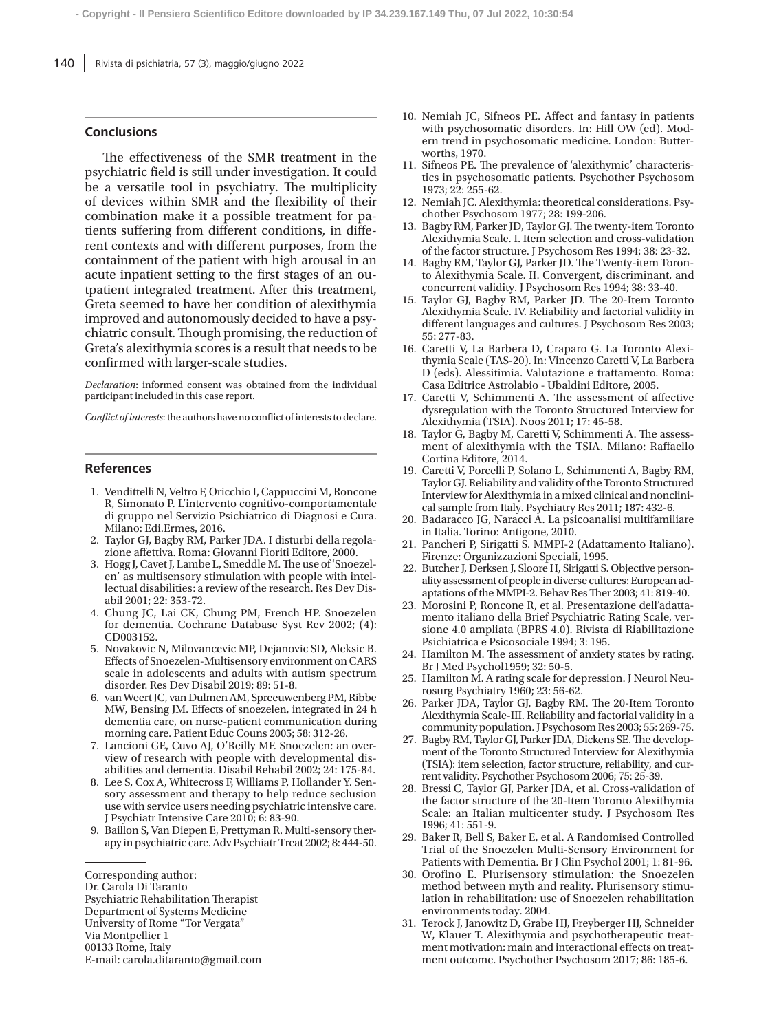## Conclusions

The effectiveness of the SMR treatment in the psychiatric field is still under investigation. It could be a versatile tool in psychiatry. The multiplicity of devices within SMR and the flexibility of their combination make it a possible treatment for patients suffering from different conditions, in different contexts and with different purposes, from the containment of the patient with high arousal in an acute inpatient setting to the first stages of an outpatient integrated treatment. After this treatment, Greta seemed to have her condition of alexithymia improved and autonomously decided to have a psychiatric consult. Though promising, the reduction of Greta's alexithymia scores is a result that needs to be confirmed with larger-scale studies.

*Declaration*: informed consent was obtained from the individual participant included in this case report.

*Conflict of interests*: the authors have no conflict of interests to declare.

## References

1. Vendittelli N, Veltro F, Oricchio I, Cappuccini M, Roncone R, Simonato P. L'intervento cognitivo-comportamentale di gruppo nel Servizio Psichiatrico di Diagnosi e Cura. Milano: Edi.Ermes, 2016.
2. Taylor GJ, Bagby RM, Parker JDA. I disturbi della regolazione affettiva. Roma: Giovanni Fioriti Editore, 2000.
3. Hogg J, Cavet J, Lambe L, Smeddle M. The use of 'Snoezelen' as multisensory stimulation with people with intellectual disabilities: a review of the research. Res Dev Disabil 2001; 22: 353-72.
4. Chung JC, Lai CK, Chung PM, French HP. Snoezelen for dementia. Cochrane Database Syst Rev 2002; (4): CD003152.
5. Novakovic N, Milovancevic MP, Dejanovic SD, Aleksic B. Effects of Snoezelen-Multisensory environment on CARS scale in adolescents and adults with autism spectrum disorder. Res Dev Disabil 2019; 89: 51-8.
6. van Weert JC, van Dulmen AM, Spreeuwenberg PM, Ribbe MW, Bensing JM. Effects of snoezelen, integrated in 24 h dementia care, on nurse-patient communication during morning care. Patient Educ Couns 2005; 58: 312-26.
7. Lancioni GE, Cuvo AJ, O'Reilly MF. Snoezelen: an overview of research with people with developmental disabilities and dementia. Disabil Rehabil 2002; 24: 175-84.
8. Lee S, Cox A, Whitecross F, Williams P, Hollander Y. Sensory assessment and therapy to help reduce seclusion use with service users needing psychiatric intensive care. J Psychiatr Intensive Care 2010; 6: 83-90.
9. Baillon S, Van Diepen E, Prettyman R. Multi-sensory therapy in psychiatric care. Adv Psychiatr Treat 2002; 8: 444-50.
10. Nemiah JC, Sifneos PE. Affect and fantasy in patients with psychosomatic disorders. In: Hill OW (ed). Modern trend in psychosomatic medicine. London: Butterworths, 1970.
11. Sifneos PE. The prevalence of 'alexithymic' characteristics in psychosomatic patients. Psychother Psychosom 1973; 22: 255-62.
12. Nemiah JC. Alexithymia: theoretical considerations. Psychother Psychosom 1977; 28: 199-206.
13. Bagby RM, Parker JD, Taylor GJ. The twenty-item Toronto Alexithymia Scale. I. Item selection and cross-validation of the factor structure. J Psychosom Res 1994; 38: 23-32.
14. Bagby RM, Taylor GJ, Parker JD. The Twenty-item Toronto Alexithymia Scale. II. Convergent, discriminant, and concurrent validity. J Psychosom Res 1994; 38: 33-40.
15. Taylor GJ, Bagby RM, Parker JD. The 20-Item Toronto Alexithymia Scale. IV. Reliability and factorial validity in different languages and cultures. J Psychosom Res 2003; 55: 277-83.
16. Caretti V, La Barbera D, Craparo G. La Toronto Alexithymia Scale (TAS-20). In: Vincenzo Caretti V, La Barbera D (eds). Alessitimia. Valutazione e trattamento. Roma: Casa Editrice Astrolabio - Ubaldini Editore, 2005.
17. Caretti V, Schimmenti A. The assessment of affective dysregulation with the Toronto Structured Interview for Alexithymia (TSIA). Noos 2011; 17: 45-58.
18. Taylor G, Bagby M, Caretti V, Schimmenti A. The assessment of alexithymia with the TSIA. Milano: Raffaello Cortina Editore, 2014.
19. Caretti V, Porcelli P, Solano L, Schimmenti A, Bagby RM, Taylor GJ. Reliability and validity of the Toronto Structured Interview for Alexithymia in a mixed clinical and nonclinical sample from Italy. Psychiatry Res 2011; 187: 432-6.
20. Badaracco JG, Naracci A. La psicoanalisi multifamiliare in Italia. Torino: Antigone, 2010.
21. Pancheri P, Sirigatti S. MMPI-2 (Adattamento Italiano). Firenze: Organizzazioni Speciali, 1995.
22. Butcher J, Derksen J, Sloore H, Sirigatti S. Objective personality assessment of people in diverse cultures: European adaptations of the MMPI-2. Behav Res Ther 2003; 41: 819-40.
23. Morosini P, Roncone R, et al. Presentazione dell'adattamento italiano della Brief Psychiatric Rating Scale, versione 4.0 ampliata (BPRS 4.0). Rivista di Riabilitazione Psichiatrica e Psicosociale 1994; 3: 195.
24. Hamilton M. The assessment of anxiety states by rating. Br J Med Psychol1959; 32: 50-5.
25. Hamilton M. A rating scale for depression. J Neurol Neurosurg Psychiatry 1960; 23: 56-62.
26. Parker JDA, Taylor GJ, Bagby RM. The 20-Item Toronto Alexithymia Scale-III. Reliability and factorial validity in a community population. J Psychosom Res 2003; 55: 269-75.
27. Bagby RM, Taylor GJ, Parker JDA, Dickens SE. The development of the Toronto Structured Interview for Alexithymia (TSIA): item selection, factor structure, reliability, and current validity. Psychother Psychosom 2006; 75: 25-39.
28. Bressi C, Taylor GJ, Parker JDA, et al. Cross-validation of the factor structure of the 20-Item Toronto Alexithymia Scale: an Italian multicenter study. J Psychosom Res 1996; 41: 551-9.
29. Baker R, Bell S, Baker E, et al. A Randomised Controlled Trial of the Snoezelen Multi-Sensory Environment for Patients with Dementia. Br J Clin Psychol 2001; 1: 81-96.
30. Orofino E. Plurisensory stimulation: the Snoezelen method between myth and reality. Plurisensory stimulation in rehabilitation: use of Snoezelen rehabilitation environments today. 2004.
31. Terock J, Janowitz D, Grabe HJ, Freyberger HJ, Schneider W, Klauer T. Alexithymia and psychotherapeutic treatment motivation: main and interactional effects on treatment outcome. Psychother Psychosom 2017; 86: 185-6.

Corresponding author:
Dr. Carola Di Taranto
Psychiatric Rehabilitation Therapist
Department of Systems Medicine
University of Rome "Tor Vergata"
Via Montpellier 1
00133 Rome, Italy
E-mail: carola.ditaranto@gmail.com